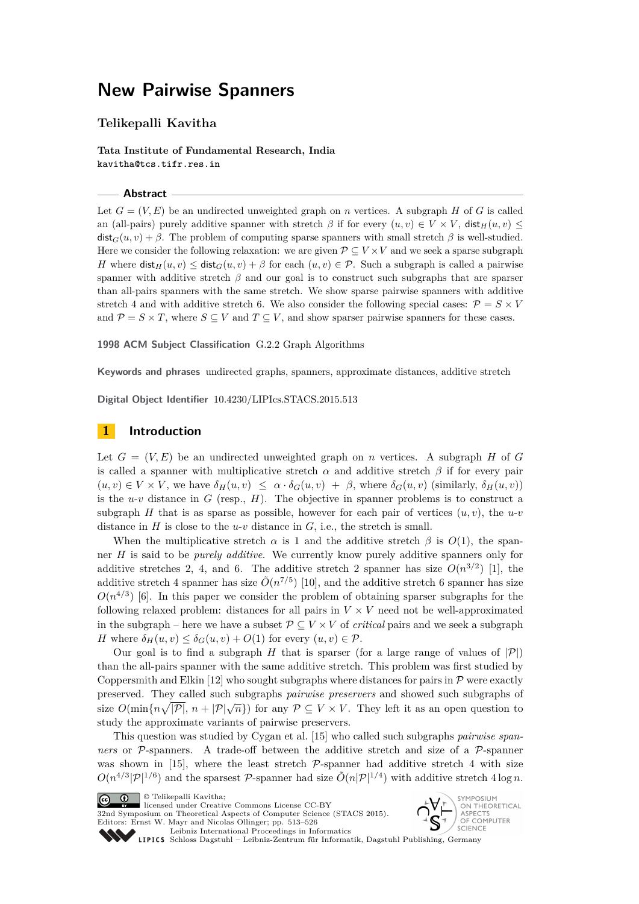# New Pairwise Spanners

**Telikepalli Kavitha**

**Tata Institute of Fundamental Research, India**
**kavitha@tcs.tifr.res.in**

## Abstract

Let $G = (V, E)$ be an undirected unweighted graph on $n$ vertices. A subgraph $H$ of $G$ is called an (all-pairs) purely additive spanner with stretch $\beta$ if for every $(u, v) \in V \times V$, $\mathsf{dist}_H(u, v) \leq \mathsf{dist}_G(u, v) + \beta$. The problem of computing sparse spanners with small stretch $\beta$ is well-studied. Here we consider the following relaxation: we are given $\mathcal{P} \subseteq V \times V$ and we seek a sparse subgraph $H$ where $\mathsf{dist}_H(u, v) \leq \mathsf{dist}_G(u, v) + \beta$ for each $(u, v) \in \mathcal{P}$. Such a subgraph is called a pairwise spanner with additive stretch $\beta$ and our goal is to construct such subgraphs that are sparser than all-pairs spanners with the same stretch. We show sparse pairwise spanners with additive stretch 4 and with additive stretch 6. We also consider the following special cases: $\mathcal{P} = S \times V$ and $\mathcal{P} = S \times T$, where $S \subseteq V$ and $T \subseteq V$, and show sparser pairwise spanners for these cases.

**1998 ACM Subject Classification** G.2.2 Graph Algorithms

**Keywords and phrases** undirected graphs, spanners, approximate distances, additive stretch

**Digital Object Identifier** 10.4230/LIPIcs.STACS.2015.513

## 1 Introduction

Let $G = (V, E)$ be an undirected unweighted graph on $n$ vertices. A subgraph $H$ of $G$ is called a spanner with multiplicative stretch $\alpha$ and additive stretch $\beta$ if for every pair $(u, v) \in V \times V$, we have $\delta_H(u, v) \leq \alpha \cdot \delta_G(u, v) + \beta$, where $\delta_G(u, v)$ (similarly, $\delta_H(u, v)$) is the $u$-$v$ distance in $G$ (resp., $H$). The objective in spanner problems is to construct a subgraph $H$ that is as sparse as possible, however for each pair of vertices $(u, v)$, the $u$-$v$ distance in $H$ is close to the $u$-$v$ distance in $G$, i.e., the stretch is small.

When the multiplicative stretch $\alpha$ is 1 and the additive stretch $\beta$ is $O(1)$, the spanner $H$ is said to be *purely additive*. We currently know purely additive spanners only for additive stretches 2, 4, and 6. The additive stretch 2 spanner has size $O(n^{3/2})$ [1], the additive stretch 4 spanner has size $\tilde{O}(n^{7/5})$ [10], and the additive stretch 6 spanner has size $O(n^{4/3})$ [6]. In this paper we consider the problem of obtaining sparser subgraphs for the following relaxed problem: distances for all pairs in $V \times V$ need not be well-approximated in the subgraph – here we have a subset $\mathcal{P} \subseteq V \times V$ of *critical* pairs and we seek a subgraph $H$ where $\delta_H(u, v) \leq \delta_G(u, v) + O(1)$ for every $(u, v) \in \mathcal{P}$.

Our goal is to find a subgraph $H$ that is sparser (for a large range of values of $|\mathcal{P}|$) than the all-pairs spanner with the same additive stretch. This problem was first studied by Coppersmith and Elkin [12] who sought subgraphs where distances for pairs in $\mathcal{P}$ were exactly preserved. They called such subgraphs *pairwise preservers* and showed such subgraphs of size $O(\min\{n\sqrt{|\mathcal{P}|},\ n + |\mathcal{P}|\sqrt{n}\})$ for any $\mathcal{P} \subseteq V \times V$. They left it as an open question to study the approximate variants of pairwise preservers.

This question was studied by Cygan et al. [15] who called such subgraphs *pairwise spanners* or $\mathcal{P}$-spanners. A trade-off between the additive stretch and size of a $\mathcal{P}$-spanner was shown in [15], where the least stretch $\mathcal{P}$-spanner had additive stretch 4 with size $O(n^{4/3}|\mathcal{P}|^{1/6})$ and the sparsest $\mathcal{P}$-spanner had size $\tilde{O}(n|\mathcal{P}|^{1/4})$ with additive stretch $4 \log n$.

© Telikepalli Kavitha;
licensed under Creative Commons License CC-BY
32nd Symposium on Theoretical Aspects of Computer Science (STACS 2015).
Editors: Ernst W. Mayr and Nicolas Ollinger; pp. 513–526
Leibniz International Proceedings in Informatics
Schloss Dagstuhl – Leibniz-Zentrum für Informatik, Dagstuhl Publishing, Germany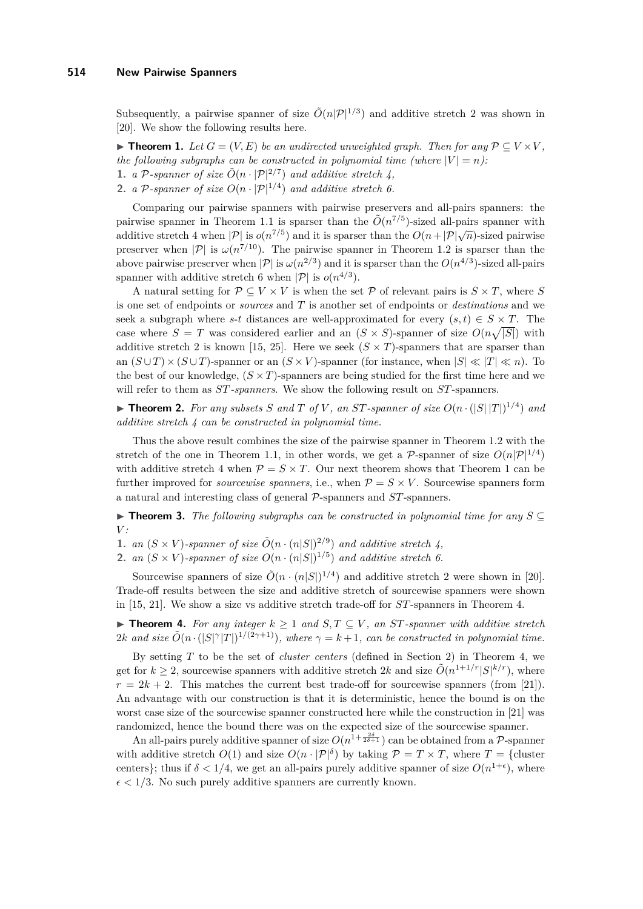Subsequently, a pairwise spanner of size $\tilde{O}(n|\mathcal{P}|^{1/3})$ and additive stretch 2 was shown in [20]. We show the following results here.

▶ **Theorem 1.** *Let $G = (V, E)$ be an undirected unweighted graph. Then for any $\mathcal{P} \subseteq V \times V$, the following subgraphs can be constructed in polynomial time (where $|V| = n$):*

1. *a $\mathcal{P}$-spanner of size $\tilde{O}(n \cdot |\mathcal{P}|^{2/7})$ and additive stretch 4,*
2. *a $\mathcal{P}$-spanner of size $O(n \cdot |\mathcal{P}|^{1/4})$ and additive stretch 6.*

Comparing our pairwise spanners with pairwise preservers and all-pairs spanners: the pairwise spanner in Theorem 1.1 is sparser than the $\tilde{O}(n^{7/5})$-sized all-pairs spanner with additive stretch 4 when $|\mathcal{P}|$ is $o(n^{7/5})$ and it is sparser than the $O(n+|\mathcal{P}|\sqrt{n})$-sized pairwise preserver when $|\mathcal{P}|$ is $\omega(n^{7/10})$. The pairwise spanner in Theorem 1.2 is sparser than the above pairwise preserver when $|\mathcal{P}|$ is $\omega(n^{2/3})$ and it is sparser than the $O(n^{4/3})$-sized all-pairs spanner with additive stretch 6 when $|\mathcal{P}|$ is $o(n^{4/3})$.

A natural setting for $\mathcal{P} \subseteq V \times V$ is when the set $\mathcal{P}$ of relevant pairs is $S \times T$, where $S$ is one set of endpoints or *sources* and $T$ is another set of endpoints or *destinations* and we seek a subgraph where $s$-$t$ distances are well-approximated for every $(s, t) \in S \times T$. The case where $S = T$ was considered earlier and an $(S \times S)$-spanner of size $O(n\sqrt{|S|})$ with additive stretch 2 is known [15, 25]. Here we seek $(S \times T)$-spanners that are sparser than an $(S \cup T) \times (S \cup T)$-spanner or an $(S \times V)$-spanner (for instance, when $|S| \ll |T| \ll n$). To the best of our knowledge, $(S \times T)$-spanners are being studied for the first time here and we will refer to them as *$ST$-spanners*. We show the following result on $ST$-spanners.

▶ **Theorem 2.** *For any subsets $S$ and $T$ of $V$, an $ST$-spanner of size $O(n \cdot (|S|\,|T|)^{1/4})$ and additive stretch 4 can be constructed in polynomial time.*

Thus the above result combines the size of the pairwise spanner in Theorem 1.2 with the stretch of the one in Theorem 1.1, in other words, we get a $\mathcal{P}$-spanner of size $O(n|\mathcal{P}|^{1/4})$ with additive stretch 4 when $\mathcal{P} = S \times T$. Our next theorem shows that Theorem 1 can be further improved for *sourcewise spanners*, i.e., when $\mathcal{P} = S \times V$. Sourcewise spanners form a natural and interesting class of general $\mathcal{P}$-spanners and $ST$-spanners.

▶ **Theorem 3.** *The following subgraphs can be constructed in polynomial time for any $S \subseteq V$:*

1. *an $(S \times V)$-spanner of size $\tilde{O}(n \cdot (n|S|)^{2/9})$ and additive stretch 4,*
2. *an $(S \times V)$-spanner of size $O(n \cdot (n|S|)^{1/5})$ and additive stretch 6.*

Sourcewise spanners of size $\tilde{O}(n \cdot (n|S|)^{1/4})$ and additive stretch 2 were shown in [20]. Trade-off results between the size and additive stretch of sourcewise spanners were shown in [15, 21]. We show a size vs additive stretch trade-off for $ST$-spanners in Theorem 4.

▶ **Theorem 4.** *For any integer $k \geq 1$ and $S, T \subseteq V$, an $ST$-spanner with additive stretch $2k$ and size $\tilde{O}(n \cdot (|S|^{\gamma}|T|)^{1/(2\gamma+1)})$, where $\gamma = k+1$, can be constructed in polynomial time.*

By setting $T$ to be the set of *cluster centers* (defined in Section 2) in Theorem 4, we get for $k \geq 2$, sourcewise spanners with additive stretch $2k$ and size $\tilde{O}(n^{1+1/r}|S|^{k/r})$, where $r = 2k + 2$. This matches the current best trade-off for sourcewise spanners (from [21]). An advantage with our construction is that it is deterministic, hence the bound is on the worst case size of the sourcewise spanner constructed here while the construction in [21] was randomized, hence the bound there was on the expected size of the sourcewise spanner.

An all-pairs purely additive spanner of size $O(n^{1+\frac{2\delta}{2\delta+1}})$ can be obtained from a $\mathcal{P}$-spanner with additive stretch $O(1)$ and size $O(n \cdot |\mathcal{P}|^{\delta})$ by taking $\mathcal{P} = T \times T$, where $T = \{$cluster centers$\}$; thus if $\delta < 1/4$, we get an all-pairs purely additive spanner of size $O(n^{1+\epsilon})$, where $\epsilon < 1/3$. No such purely additive spanners are currently known.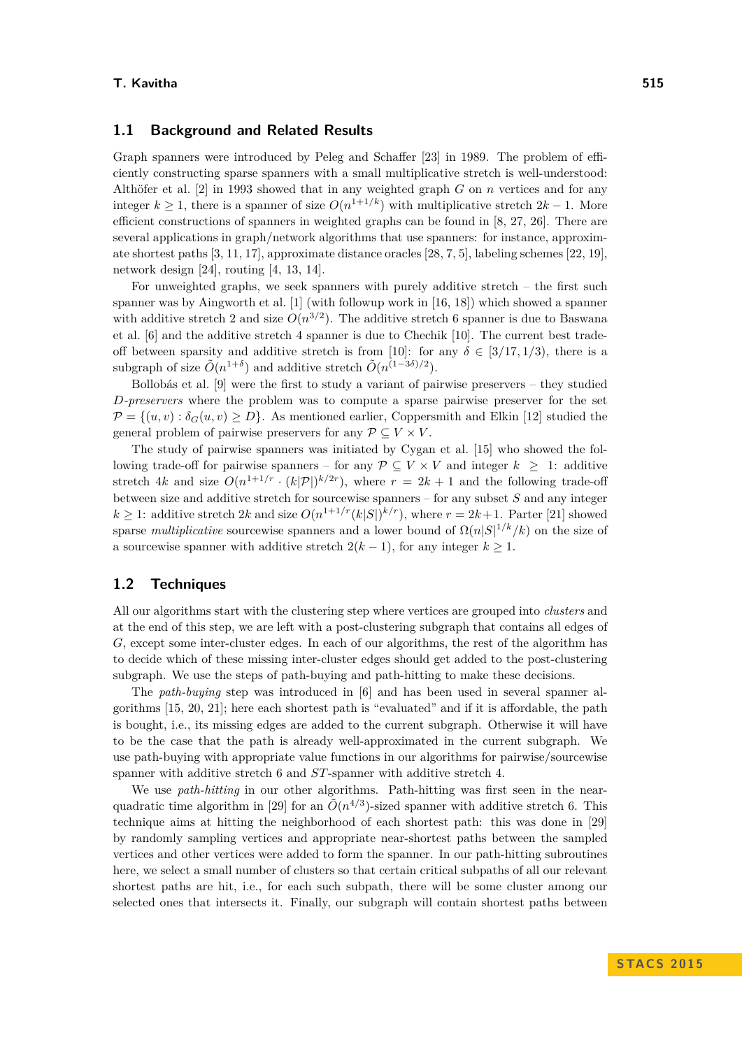## 1.1 Background and Related Results

Graph spanners were introduced by Peleg and Schaffer [23] in 1989. The problem of efficiently constructing sparse spanners with a small multiplicative stretch is well-understood: Althöfer et al. [2] in 1993 showed that in any weighted graph $G$ on $n$ vertices and for any integer $k \geq 1$, there is a spanner of size $O(n^{1+1/k})$ with multiplicative stretch $2k-1$. More efficient constructions of spanners in weighted graphs can be found in [8, 27, 26]. There are several applications in graph/network algorithms that use spanners: for instance, approximate shortest paths [3, 11, 17], approximate distance oracles [28, 7, 5], labeling schemes [22, 19], network design [24], routing [4, 13, 14].

For unweighted graphs, we seek spanners with purely additive stretch – the first such spanner was by Aingworth et al. [1] (with followup work in [16, 18]) which showed a spanner with additive stretch 2 and size $O(n^{3/2})$. The additive stretch 6 spanner is due to Baswana et al. [6] and the additive stretch 4 spanner is due to Chechik [10]. The current best trade-off between sparsity and additive stretch is from [10]: for any $\delta \in [3/17, 1/3)$, there is a subgraph of size $\tilde{O}(n^{1+\delta})$ and additive stretch $\tilde{O}(n^{(1-3\delta)/2})$.

Bollobás et al. [9] were the first to study a variant of pairwise preservers – they studied *D-preservers* where the problem was to compute a sparse pairwise preserver for the set $\mathcal{P} = \{(u,v) : \delta_G(u,v) \geq D\}$. As mentioned earlier, Coppersmith and Elkin [12] studied the general problem of pairwise preservers for any $\mathcal{P} \subseteq V \times V$.

The study of pairwise spanners was initiated by Cygan et al. [15] who showed the following trade-off for pairwise spanners – for any $\mathcal{P} \subseteq V \times V$ and integer $k \geq 1$: additive stretch $4k$ and size $O(n^{1+1/r} \cdot (k|\mathcal{P}|)^{k/2r})$, where $r = 2k+1$ and the following trade-off between size and additive stretch for sourcewise spanners – for any subset $S$ and any integer $k \geq 1$: additive stretch $2k$ and size $O(n^{1+1/r}(k|S|)^{k/r})$, where $r = 2k+1$. Parter [21] showed sparse *multiplicative* sourcewise spanners and a lower bound of $\Omega(n|S|^{1/k}/k)$ on the size of a sourcewise spanner with additive stretch $2(k-1)$, for any integer $k \geq 1$.

## 1.2 Techniques

All our algorithms start with the clustering step where vertices are grouped into *clusters* and at the end of this step, we are left with a post-clustering subgraph that contains all edges of $G$, except some inter-cluster edges. In each of our algorithms, the rest of the algorithm has to decide which of these missing inter-cluster edges should get added to the post-clustering subgraph. We use the steps of path-buying and path-hitting to make these decisions.

The *path-buying* step was introduced in [6] and has been used in several spanner algorithms [15, 20, 21]; here each shortest path is "evaluated" and if it is affordable, the path is bought, i.e., its missing edges are added to the current subgraph. Otherwise it will have to be the case that the path is already well-approximated in the current subgraph. We use path-buying with appropriate value functions in our algorithms for pairwise/sourcewise spanner with additive stretch 6 and $ST$-spanner with additive stretch 4.

We use *path-hitting* in our other algorithms. Path-hitting was first seen in the near-quadratic time algorithm in [29] for an $\tilde{O}(n^{4/3})$-sized spanner with additive stretch 6. This technique aims at hitting the neighborhood of each shortest path: this was done in [29] by randomly sampling vertices and appropriate near-shortest paths between the sampled vertices and other vertices were added to form the spanner. In our path-hitting subroutines here, we select a small number of clusters so that certain critical subpaths of all our relevant shortest paths are hit, i.e., for each such subpath, there will be some cluster among our selected ones that intersects it. Finally, our subgraph will contain shortest paths between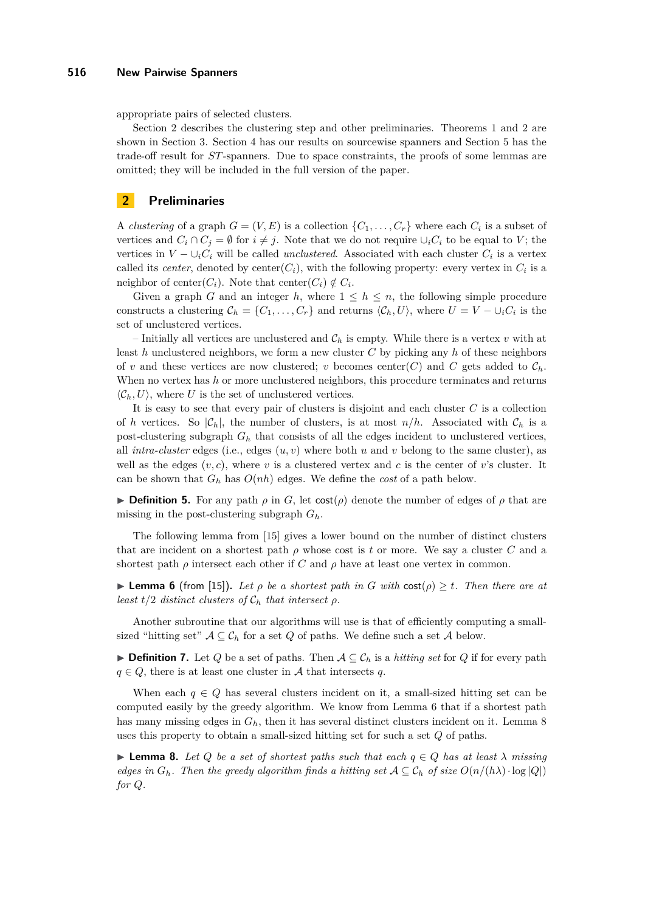appropriate pairs of selected clusters.

Section 2 describes the clustering step and other preliminaries. Theorems 1 and 2 are shown in Section 3. Section 4 has our results on sourcewise spanners and Section 5 has the trade-off result for $ST$-spanners. Due to space constraints, the proofs of some lemmas are omitted; they will be included in the full version of the paper.

## 2 Preliminaries

A *clustering* of a graph $G = (V, E)$ is a collection $\{C_1, \ldots, C_r\}$ where each $C_i$ is a subset of vertices and $C_i \cap C_j = \emptyset$ for $i \neq j$. Note that we do not require $\cup_i C_i$ to be equal to $V$; the vertices in $V - \cup_i C_i$ will be called *unclustered*. Associated with each cluster $C_i$ is a vertex called its *center*, denoted by $\text{center}(C_i)$, with the following property: every vertex in $C_i$ is a neighbor of $\text{center}(C_i)$. Note that $\text{center}(C_i) \notin C_i$.

Given a graph $G$ and an integer $h$, where $1 \leq h \leq n$, the following simple procedure constructs a clustering $\mathcal{C}_h = \{C_1, \ldots, C_r\}$ and returns $\langle \mathcal{C}_h, U \rangle$, where $U = V - \cup_i C_i$ is the set of unclustered vertices.

– Initially all vertices are unclustered and $\mathcal{C}_h$ is empty. While there is a vertex $v$ with at least $h$ unclustered neighbors, we form a new cluster $C$ by picking any $h$ of these neighbors of $v$ and these vertices are now clustered; $v$ becomes $\text{center}(C)$ and $C$ gets added to $\mathcal{C}_h$. When no vertex has $h$ or more unclustered neighbors, this procedure terminates and returns $\langle \mathcal{C}_h, U \rangle$, where $U$ is the set of unclustered vertices.

It is easy to see that every pair of clusters is disjoint and each cluster $C$ is a collection of $h$ vertices. So $|\mathcal{C}_h|$, the number of clusters, is at most $n/h$. Associated with $\mathcal{C}_h$ is a post-clustering subgraph $G_h$ that consists of all the edges incident to unclustered vertices, all *intra-cluster* edges (i.e., edges $(u, v)$ where both $u$ and $v$ belong to the same cluster), as well as the edges $(v, c)$, where $v$ is a clustered vertex and $c$ is the center of $v$'s cluster. It can be shown that $G_h$ has $O(nh)$ edges. We define the *cost* of a path below.

▶ **Definition 5.** For any path $\rho$ in $G$, let $\mathsf{cost}(\rho)$ denote the number of edges of $\rho$ that are missing in the post-clustering subgraph $G_h$.

The following lemma from [15] gives a lower bound on the number of distinct clusters that are incident on a shortest path $\rho$ whose cost is $t$ or more. We say a cluster $C$ and a shortest path $\rho$ intersect each other if $C$ and $\rho$ have at least one vertex in common.

▶ **Lemma 6** (from [15]). *Let $\rho$ be a shortest path in $G$ with $\mathsf{cost}(\rho) \geq t$. Then there are at least $t/2$ distinct clusters of $\mathcal{C}_h$ that intersect $\rho$.*

Another subroutine that our algorithms will use is that of efficiently computing a small-sized "hitting set" $\mathcal{A} \subseteq \mathcal{C}_h$ for a set $Q$ of paths. We define such a set $\mathcal{A}$ below.

▶ **Definition 7.** Let $Q$ be a set of paths. Then $\mathcal{A} \subseteq \mathcal{C}_h$ is a *hitting set* for $Q$ if for every path $q \in Q$, there is at least one cluster in $\mathcal{A}$ that intersects $q$.

When each $q \in Q$ has several clusters incident on it, a small-sized hitting set can be computed easily by the greedy algorithm. We know from Lemma 6 that if a shortest path has many missing edges in $G_h$, then it has several distinct clusters incident on it. Lemma 8 uses this property to obtain a small-sized hitting set for such a set $Q$ of paths.

▶ **Lemma 8.** *Let $Q$ be a set of shortest paths such that each $q \in Q$ has at least $\lambda$ missing edges in $G_h$. Then the greedy algorithm finds a hitting set $\mathcal{A} \subseteq \mathcal{C}_h$ of size $O(n/(h\lambda) \cdot \log |Q|)$ for $Q$.*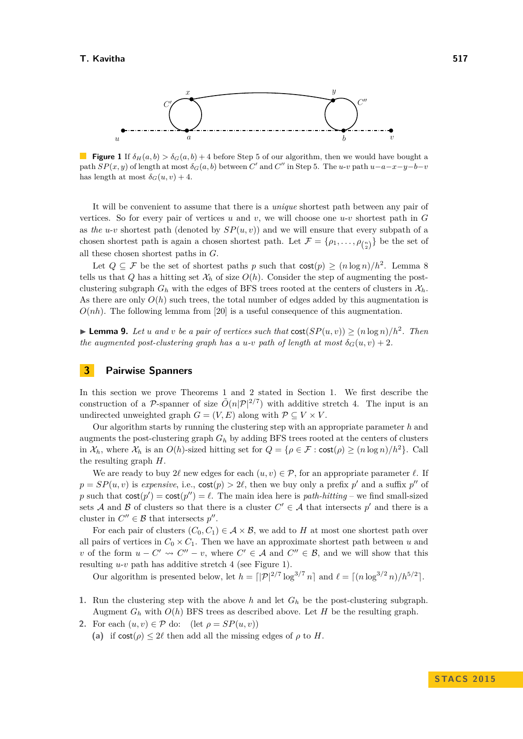**Figure 1** If $\delta_H(a,b) > \delta_G(a,b) + 4$ before Step 5 of our algorithm, then we would have bought a path $SP(x,y)$ of length at most $\delta_G(a,b)$ between $C'$ and $C''$ in Step 5. The $u$-$v$ path $u$–$a$–$x$–$y$–$b$–$v$ has length at most $\delta_G(u,v) + 4$.

It will be convenient to assume that there is a *unique* shortest path between any pair of vertices. So for every pair of vertices $u$ and $v$, we will choose one $u$-$v$ shortest path in $G$ as *the* $u$-$v$ shortest path (denoted by $SP(u,v)$) and we will ensure that every subpath of a chosen shortest path is again a chosen shortest path. Let $\mathcal{F} = \{\rho_1, \ldots, \rho_{\binom{n}{2}}\}$ be the set of all these chosen shortest paths in $G$.

Let $Q \subseteq \mathcal{F}$ be the set of shortest paths $p$ such that $\mathsf{cost}(p) \geq (n \log n)/h^2$. Lemma 8 tells us that $Q$ has a hitting set $\mathcal{X}_h$ of size $O(h)$. Consider the step of augmenting the post-clustering subgraph $G_h$ with the edges of BFS trees rooted at the centers of clusters in $\mathcal{X}_h$. As there are only $O(h)$ such trees, the total number of edges added by this augmentation is $O(nh)$. The following lemma from [20] is a useful consequence of this augmentation.

▶ **Lemma 9.** *Let $u$ and $v$ be a pair of vertices such that $\mathsf{cost}(SP(u,v)) \geq (n \log n)/h^2$. Then the augmented post-clustering graph has a $u$-$v$ path of length at most $\delta_G(u,v) + 2$.*

## 3 Pairwise Spanners

In this section we prove Theorems 1 and 2 stated in Section 1. We first describe the construction of a $\mathcal{P}$-spanner of size $\tilde{O}(n|\mathcal{P}|^{2/7})$ with additive stretch 4. The input is an undirected unweighted graph $G = (V, E)$ along with $\mathcal{P} \subseteq V \times V$.

Our algorithm starts by running the clustering step with an appropriate parameter $h$ and augments the post-clustering graph $G_h$ by adding BFS trees rooted at the centers of clusters in $\mathcal{X}_h$, where $\mathcal{X}_h$ is an $O(h)$-sized hitting set for $Q = \{\rho \in \mathcal{F} : \mathsf{cost}(\rho) \geq (n \log n)/h^2\}$. Call the resulting graph $H$.

We are ready to buy $2\ell$ new edges for each $(u,v) \in \mathcal{P}$, for an appropriate parameter $\ell$. If $p = SP(u,v)$ is *expensive*, i.e., $\mathsf{cost}(p) > 2\ell$, then we buy only a prefix $p'$ and a suffix $p''$ of $p$ such that $\mathsf{cost}(p') = \mathsf{cost}(p'') = \ell$. The main idea here is *path-hitting* – we find small-sized sets $\mathcal{A}$ and $\mathcal{B}$ of clusters so that there is a cluster $C' \in \mathcal{A}$ that intersects $p'$ and there is a cluster in $C'' \in \mathcal{B}$ that intersects $p''$.

For each pair of clusters $(C_0, C_1) \in \mathcal{A} \times \mathcal{B}$, we add to $H$ at most one shortest path over all pairs of vertices in $C_0 \times C_1$. Then we have an approximate shortest path between $u$ and $v$ of the form $u - C' \rightsquigarrow C'' - v$, where $C' \in \mathcal{A}$ and $C'' \in \mathcal{B}$, and we will show that this resulting $u$-$v$ path has additive stretch 4 (see Figure 1).

Our algorithm is presented below, let $h = \lceil |\mathcal{P}|^{2/7} \log^{3/7} n \rceil$ and $\ell = \lceil (n \log^{3/2} n)/h^{5/2} \rceil$.

1. Run the clustering step with the above $h$ and let $G_h$ be the post-clustering subgraph. Augment $G_h$ with $O(h)$ BFS trees as described above. Let $H$ be the resulting graph.
2. For each $(u,v) \in \mathcal{P}$ do: (let $\rho = SP(u,v)$)
   **(a)** if $\mathsf{cost}(\rho) \leq 2\ell$ then add all the missing edges of $\rho$ to $H$.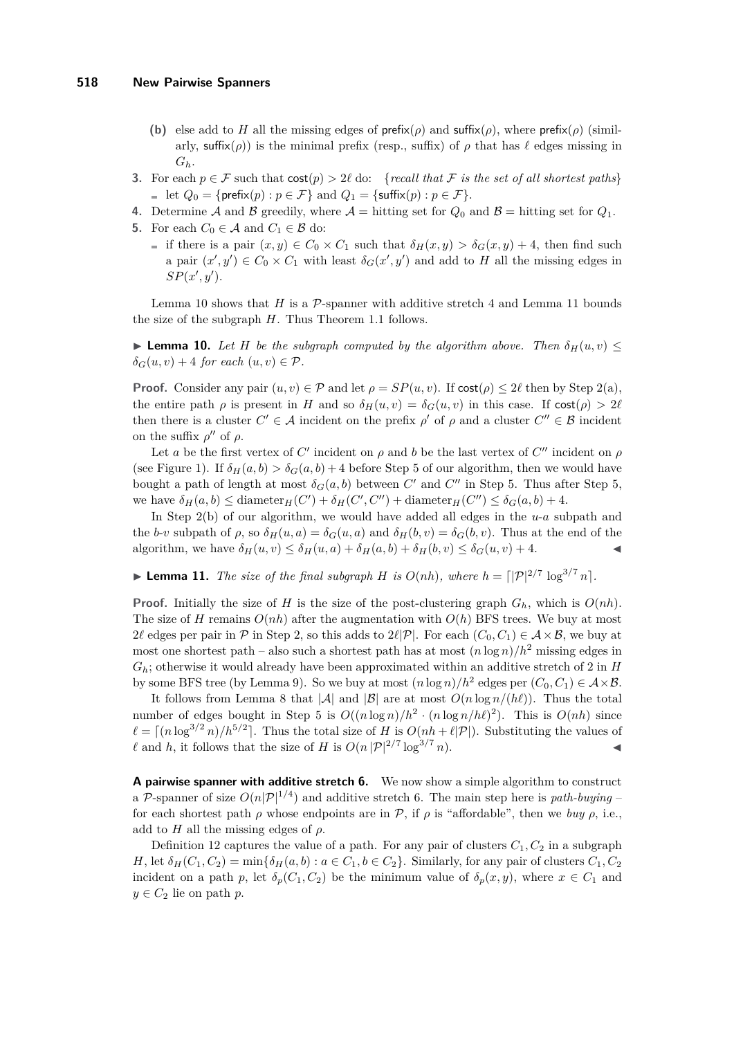**(b)** else add to $H$ all the missing edges of $\mathsf{prefix}(\rho)$ and $\mathsf{suffix}(\rho)$, where $\mathsf{prefix}(\rho)$ (similarly, $\mathsf{suffix}(\rho)$) is the minimal prefix (resp., suffix) of $\rho$ that has $\ell$ edges missing in $G_h$.

**3.** For each $p \in \mathcal{F}$ such that $\mathsf{cost}(p) > 2\ell$ do: {*recall that $\mathcal{F}$ is the set of all shortest paths*}
- let $Q_0 = \{\mathsf{prefix}(p) : p \in \mathcal{F}\}$ and $Q_1 = \{\mathsf{suffix}(p) : p \in \mathcal{F}\}$.

**4.** Determine $\mathcal{A}$ and $\mathcal{B}$ greedily, where $\mathcal{A}$ = hitting set for $Q_0$ and $\mathcal{B}$ = hitting set for $Q_1$.

**5.** For each $C_0 \in \mathcal{A}$ and $C_1 \in \mathcal{B}$ do:
- if there is a pair $(x, y) \in C_0 \times C_1$ such that $\delta_H(x, y) > \delta_G(x, y) + 4$, then find such a pair $(x', y') \in C_0 \times C_1$ with least $\delta_G(x', y')$ and add to $H$ all the missing edges in $SP(x', y')$.

Lemma 10 shows that $H$ is a $\mathcal{P}$-spanner with additive stretch 4 and Lemma 11 bounds the size of the subgraph $H$. Thus Theorem 1.1 follows.

▶ **Lemma 10.** *Let $H$ be the subgraph computed by the algorithm above. Then $\delta_H(u, v) \le \delta_G(u, v) + 4$ for each $(u, v) \in \mathcal{P}$.*

**Proof.** Consider any pair $(u, v) \in \mathcal{P}$ and let $\rho = SP(u, v)$. If $\mathsf{cost}(\rho) \le 2\ell$ then by Step 2(a), the entire path $\rho$ is present in $H$ and so $\delta_H(u, v) = \delta_G(u, v)$ in this case. If $\mathsf{cost}(\rho) > 2\ell$ then there is a cluster $C' \in \mathcal{A}$ incident on the prefix $\rho'$ of $\rho$ and a cluster $C'' \in \mathcal{B}$ incident on the suffix $\rho''$ of $\rho$.

Let $a$ be the first vertex of $C'$ incident on $\rho$ and $b$ be the last vertex of $C''$ incident on $\rho$ (see Figure 1). If $\delta_H(a, b) > \delta_G(a, b) + 4$ before Step 5 of our algorithm, then we would have bought a path of length at most $\delta_G(a, b)$ between $C'$ and $C''$ in Step 5. Thus after Step 5, we have $\delta_H(a, b) \le \text{diameter}_H(C') + \delta_H(C', C'') + \text{diameter}_H(C'') \le \delta_G(a, b) + 4$.

In Step 2(b) of our algorithm, we would have added all edges in the $u$-$a$ subpath and the $b$-$v$ subpath of $\rho$, so $\delta_H(u, a) = \delta_G(u, a)$ and $\delta_H(b, v) = \delta_G(b, v)$. Thus at the end of the algorithm, we have $\delta_H(u, v) \le \delta_H(u, a) + \delta_H(a, b) + \delta_H(b, v) \le \delta_G(u, v) + 4$. ◀

▶ **Lemma 11.** *The size of the final subgraph $H$ is $O(nh)$, where $h = \lceil |\mathcal{P}|^{2/7} \log^{3/7} n \rceil$.*

**Proof.** Initially the size of $H$ is the size of the post-clustering graph $G_h$, which is $O(nh)$. The size of $H$ remains $O(nh)$ after the augmentation with $O(h)$ BFS trees. We buy at most $2\ell$ edges per pair in $\mathcal{P}$ in Step 2, so this adds to $2\ell|\mathcal{P}|$. For each $(C_0, C_1) \in \mathcal{A} \times \mathcal{B}$, we buy at most one shortest path – also such a shortest path has at most $(n \log n)/h^2$ missing edges in $G_h$; otherwise it would already have been approximated within an additive stretch of 2 in $H$ by some BFS tree (by Lemma 9). So we buy at most $(n \log n)/h^2$ edges per $(C_0, C_1) \in \mathcal{A} \times \mathcal{B}$.

It follows from Lemma 8 that $|\mathcal{A}|$ and $|\mathcal{B}|$ are at most $O(n \log n/(h\ell))$. Thus the total number of edges bought in Step 5 is $O((n \log n)/h^2 \cdot (n \log n/h\ell)^2)$. This is $O(nh)$ since $\ell = \lceil (n \log^{3/2} n)/h^{5/2} \rceil$. Thus the total size of $H$ is $O(nh + \ell|\mathcal{P}|)$. Substituting the values of $\ell$ and $h$, it follows that the size of $H$ is $O(n\,|\mathcal{P}|^{2/7} \log^{3/7} n)$. ◀

**A pairwise spanner with additive stretch 6.** We now show a simple algorithm to construct a $\mathcal{P}$-spanner of size $O(n|\mathcal{P}|^{1/4})$ and additive stretch 6. The main step here is *path-buying* – for each shortest path $\rho$ whose endpoints are in $\mathcal{P}$, if $\rho$ is "affordable", then we *buy* $\rho$, i.e., add to $H$ all the missing edges of $\rho$.

Definition 12 captures the value of a path. For any pair of clusters $C_1, C_2$ in a subgraph $H$, let $\delta_H(C_1, C_2) = \min\{\delta_H(a, b) : a \in C_1, b \in C_2\}$. Similarly, for any pair of clusters $C_1, C_2$ incident on a path $p$, let $\delta_p(C_1, C_2)$ be the minimum value of $\delta_p(x, y)$, where $x \in C_1$ and $y \in C_2$ lie on path $p$.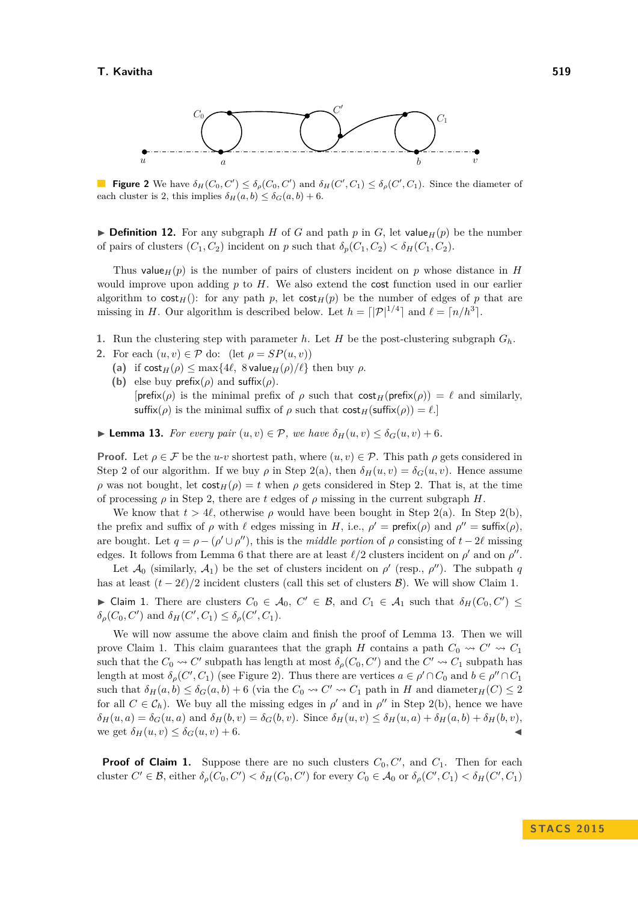**Figure 2** We have $\delta_H(C_0, C') \leq \delta_\rho(C_0, C')$ and $\delta_H(C', C_1) \leq \delta_\rho(C', C_1)$. Since the diameter of each cluster is 2, this implies $\delta_H(a, b) \leq \delta_G(a, b) + 6$.

▶ **Definition 12.** For any subgraph $H$ of $G$ and path $p$ in $G$, let $\mathsf{value}_H(p)$ be the number of pairs of clusters $(C_1, C_2)$ incident on $p$ such that $\delta_p(C_1, C_2) < \delta_H(C_1, C_2)$.

Thus $\mathsf{value}_H(p)$ is the number of pairs of clusters incident on $p$ whose distance in $H$ would improve upon adding $p$ to $H$. We also extend the $\mathsf{cost}$ function used in our earlier algorithm to $\mathsf{cost}_H()$: for any path $p$, let $\mathsf{cost}_H(p)$ be the number of edges of $p$ that are missing in $H$. Our algorithm is described below. Let $h = \lceil |\mathcal{P}|^{1/4} \rceil$ and $\ell = \lceil n/h^3 \rceil$.

1. Run the clustering step with parameter $h$. Let $H$ be the post-clustering subgraph $G_h$.
2. For each $(u, v) \in \mathcal{P}$ do: (let $\rho = SP(u, v)$)
   - **(a)** if $\mathsf{cost}_H(\rho) \leq \max\{4\ell,\ 8\,\mathsf{value}_H(\rho)/\ell\}$ then buy $\rho$.
   - **(b)** else buy $\mathsf{prefix}(\rho)$ and $\mathsf{suffix}(\rho)$.
     [$\mathsf{prefix}(\rho)$ is the minimal prefix of $\rho$ such that $\mathsf{cost}_H(\mathsf{prefix}(\rho)) = \ell$ and similarly, $\mathsf{suffix}(\rho)$ is the minimal suffix of $\rho$ such that $\mathsf{cost}_H(\mathsf{suffix}(\rho)) = \ell$.]

▶ **Lemma 13.** *For every pair $(u, v) \in \mathcal{P}$, we have $\delta_H(u, v) \leq \delta_G(u, v) + 6$.*

**Proof.** Let $\rho \in \mathcal{F}$ be the $u$-$v$ shortest path, where $(u, v) \in \mathcal{P}$. This path $\rho$ gets considered in Step 2 of our algorithm. If we buy $\rho$ in Step 2(a), then $\delta_H(u, v) = \delta_G(u, v)$. Hence assume $\rho$ was not bought, let $\mathsf{cost}_H(\rho) = t$ when $\rho$ gets considered in Step 2. That is, at the time of processing $\rho$ in Step 2, there are $t$ edges of $\rho$ missing in the current subgraph $H$.

We know that $t > 4\ell$, otherwise $\rho$ would have been bought in Step 2(a). In Step 2(b), the prefix and suffix of $\rho$ with $\ell$ edges missing in $H$, i.e., $\rho' = \mathsf{prefix}(\rho)$ and $\rho'' = \mathsf{suffix}(\rho)$, are bought. Let $q = \rho - (\rho' \cup \rho'')$, this is the *middle portion* of $\rho$ consisting of $t - 2\ell$ missing edges. It follows from Lemma 6 that there are at least $\ell/2$ clusters incident on $\rho'$ and on $\rho''$.

Let $\mathcal{A}_0$ (similarly, $\mathcal{A}_1$) be the set of clusters incident on $\rho'$ (resp., $\rho''$). The subpath $q$ has at least $(t - 2\ell)/2$ incident clusters (call this set of clusters $\mathcal{B}$). We will show Claim 1.

▶ Claim 1. There are clusters $C_0 \in \mathcal{A}_0$, $C' \in \mathcal{B}$, and $C_1 \in \mathcal{A}_1$ such that $\delta_H(C_0, C') \leq \delta_\rho(C_0, C')$ and $\delta_H(C', C_1) \leq \delta_\rho(C', C_1)$.

We will now assume the above claim and finish the proof of Lemma 13. Then we will prove Claim 1. This claim guarantees that the graph $H$ contains a path $C_0 \rightsquigarrow C' \rightsquigarrow C_1$ such that the $C_0 \rightsquigarrow C'$ subpath has length at most $\delta_\rho(C_0, C')$ and the $C' \rightsquigarrow C_1$ subpath has length at most $\delta_\rho(C', C_1)$ (see Figure 2). Thus there are vertices $a \in \rho' \cap C_0$ and $b \in \rho'' \cap C_1$ such that $\delta_H(a, b) \leq \delta_G(a, b) + 6$ (via the $C_0 \rightsquigarrow C' \rightsquigarrow C_1$ path in $H$ and $\mathrm{diameter}_H(C) \leq 2$ for all $C \in \mathcal{C}_h$). We buy all the missing edges in $\rho'$ and in $\rho''$ in Step 2(b), hence we have $\delta_H(u, a) = \delta_G(u, a)$ and $\delta_H(b, v) = \delta_G(b, v)$. Since $\delta_H(u, v) \leq \delta_H(u, a) + \delta_H(a, b) + \delta_H(b, v)$, we get $\delta_H(u, v) \leq \delta_G(u, v) + 6$. ◀

**Proof of Claim 1.** Suppose there are no such clusters $C_0, C'$, and $C_1$. Then for each cluster $C' \in \mathcal{B}$, either $\delta_\rho(C_0, C') < \delta_H(C_0, C')$ for every $C_0 \in \mathcal{A}_0$ or $\delta_\rho(C', C_1) < \delta_H(C', C_1)$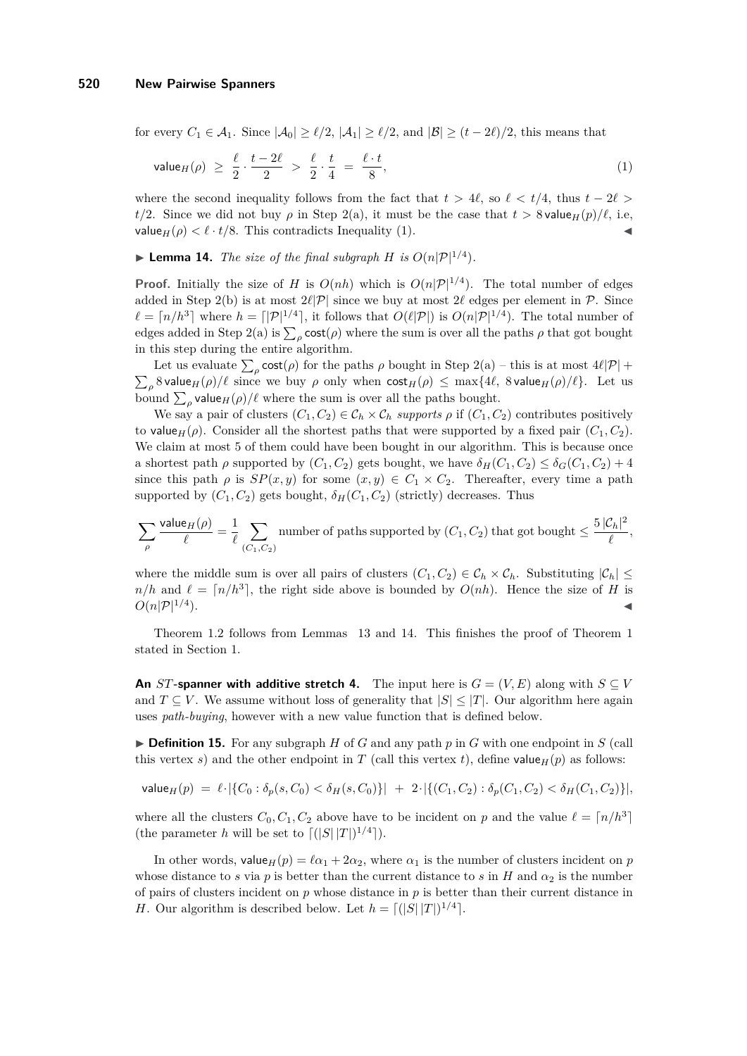for every $C_1 \in \mathcal{A}_1$. Since $|\mathcal{A}_0| \geq \ell/2$, $|\mathcal{A}_1| \geq \ell/2$, and $|\mathcal{B}| \geq (t-2\ell)/2$, this means that

$$\mathsf{value}_H(\rho) \;\geq\; \frac{\ell}{2}\cdot\frac{t-2\ell}{2} \;>\; \frac{\ell}{2}\cdot\frac{t}{4} \;=\; \frac{\ell\cdot t}{8}, \tag{1}$$

where the second inequality follows from the fact that $t > 4\ell$, so $\ell < t/4$, thus $t - 2\ell > t/2$. Since we did not buy $\rho$ in Step 2(a), it must be the case that $t > 8\,\mathsf{value}_H(p)/\ell$, i.e, $\mathsf{value}_H(\rho) < \ell \cdot t/8$. This contradicts Inequality (1). ◀

▶ **Lemma 14.** *The size of the final subgraph $H$ is $O(n|\mathcal{P}|^{1/4})$.*

**Proof.** Initially the size of $H$ is $O(nh)$ which is $O(n|\mathcal{P}|^{1/4})$. The total number of edges added in Step 2(b) is at most $2\ell|\mathcal{P}|$ since we buy at most $2\ell$ edges per element in $\mathcal{P}$. Since $\ell = \lceil n/h^3 \rceil$ where $h = \lceil |\mathcal{P}|^{1/4} \rceil$, it follows that $O(\ell|\mathcal{P}|)$ is $O(n|\mathcal{P}|^{1/4})$. The total number of edges added in Step 2(a) is $\sum_\rho \mathsf{cost}(\rho)$ where the sum is over all the paths $\rho$ that got bought in this step during the entire algorithm.

Let us evaluate $\sum_\rho \mathsf{cost}(\rho)$ for the paths $\rho$ bought in Step 2(a) – this is at most $4\ell|\mathcal{P}| + \sum_\rho 8\,\mathsf{value}_H(\rho)/\ell$ since we buy $\rho$ only when $\mathsf{cost}_H(\rho) \leq \max\{4\ell,\ 8\,\mathsf{value}_H(\rho)/\ell\}$. Let us bound $\sum_\rho \mathsf{value}_H(\rho)/\ell$ where the sum is over all the paths bought.

We say a pair of clusters $(C_1, C_2) \in \mathcal{C}_h \times \mathcal{C}_h$ *supports* $\rho$ if $(C_1, C_2)$ contributes positively to $\mathsf{value}_H(\rho)$. Consider all the shortest paths that were supported by a fixed pair $(C_1, C_2)$. We claim at most 5 of them could have been bought in our algorithm. This is because once a shortest path $\rho$ supported by $(C_1, C_2)$ gets bought, we have $\delta_H(C_1, C_2) \leq \delta_G(C_1, C_2) + 4$ since this path $\rho$ is $SP(x, y)$ for some $(x, y) \in C_1 \times C_2$. Thereafter, every time a path supported by $(C_1, C_2)$ gets bought, $\delta_H(C_1, C_2)$ (strictly) decreases. Thus

$$\sum_\rho \frac{\mathsf{value}_H(\rho)}{\ell} = \frac{1}{\ell}\sum_{(C_1,C_2)} \text{number of paths supported by } (C_1, C_2) \text{ that got bought} \leq \frac{5\,|\mathcal{C}_h|^2}{\ell},$$

where the middle sum is over all pairs of clusters $(C_1, C_2) \in \mathcal{C}_h \times \mathcal{C}_h$. Substituting $|\mathcal{C}_h| \leq n/h$ and $\ell = \lceil n/h^3 \rceil$, the right side above is bounded by $O(nh)$. Hence the size of $H$ is $O(n|\mathcal{P}|^{1/4})$. ◀

Theorem 1.2 follows from Lemmas 13 and 14. This finishes the proof of Theorem 1 stated in Section 1.

**An $ST$-spanner with additive stretch 4.** The input here is $G = (V, E)$ along with $S \subseteq V$ and $T \subseteq V$. We assume without loss of generality that $|S| \leq |T|$. Our algorithm here again uses *path-buying*, however with a new value function that is defined below.

▶ **Definition 15.** For any subgraph $H$ of $G$ and any path $p$ in $G$ with one endpoint in $S$ (call this vertex $s$) and the other endpoint in $T$ (call this vertex $t$), define $\mathsf{value}_H(p)$ as follows:

$$\mathsf{value}_H(p) \;=\; \ell\cdot|\{C_0 : \delta_p(s, C_0) < \delta_H(s, C_0)\}| \;+\; 2\cdot|\{(C_1, C_2) : \delta_p(C_1, C_2) < \delta_H(C_1, C_2)\}|,$$

where all the clusters $C_0, C_1, C_2$ above have to be incident on $p$ and the value $\ell = \lceil n/h^3 \rceil$ (the parameter $h$ will be set to $\lceil (|S|\,|T|)^{1/4} \rceil$).

In other words, $\mathsf{value}_H(p) = \ell\alpha_1 + 2\alpha_2$, where $\alpha_1$ is the number of clusters incident on $p$ whose distance to $s$ via $p$ is better than the current distance to $s$ in $H$ and $\alpha_2$ is the number of pairs of clusters incident on $p$ whose distance in $p$ is better than their current distance in $H$. Our algorithm is described below. Let $h = \lceil (|S|\,|T|)^{1/4} \rceil$.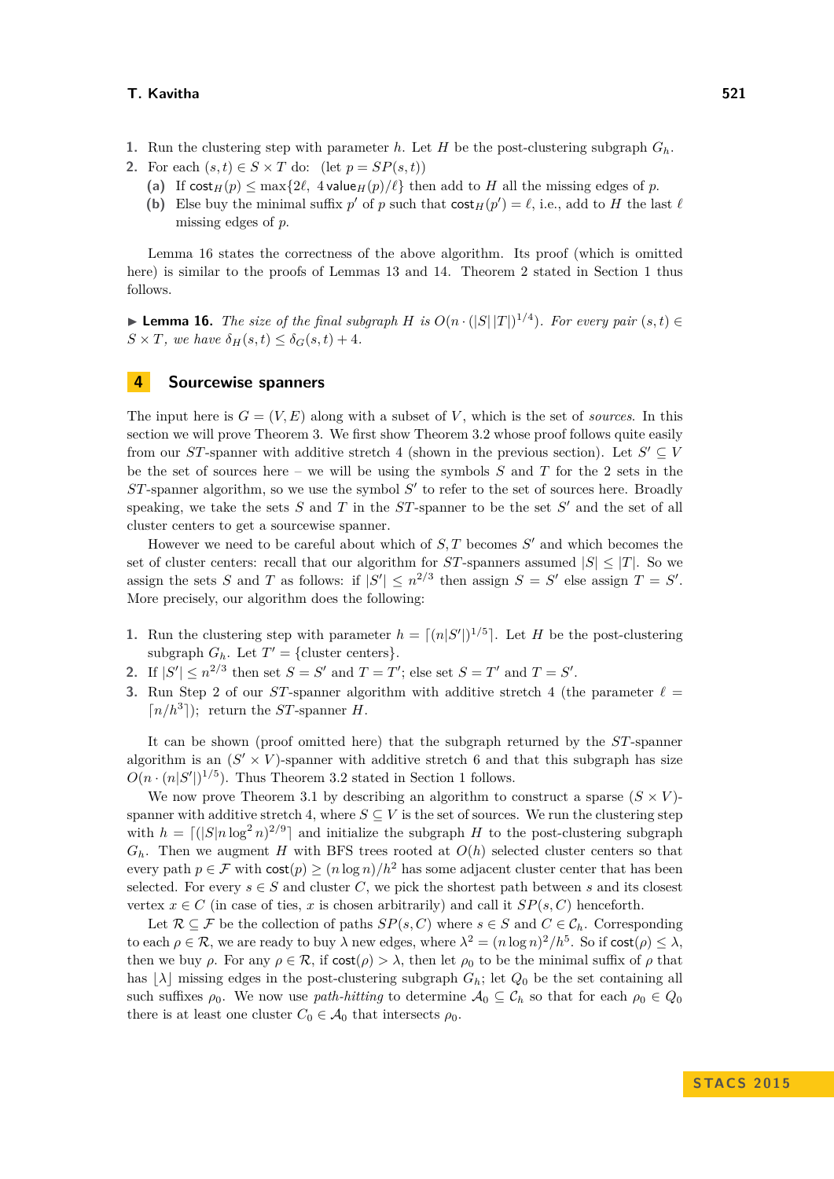1. Run the clustering step with parameter $h$. Let $H$ be the post-clustering subgraph $G_h$.
2. For each $(s,t) \in S \times T$ do: (let $p = SP(s,t)$)
   (a) If $\mathsf{cost}_H(p) \le \max\{2\ell,\ 4\,\mathsf{value}_H(p)/\ell\}$ then add to $H$ all the missing edges of $p$.
   (b) Else buy the minimal suffix $p'$ of $p$ such that $\mathsf{cost}_H(p') = \ell$, i.e., add to $H$ the last $\ell$ missing edges of $p$.

Lemma 16 states the correctness of the above algorithm. Its proof (which is omitted here) is similar to the proofs of Lemmas 13 and 14. Theorem 2 stated in Section 1 thus follows.

▶ **Lemma 16.** *The size of the final subgraph $H$ is $O(n \cdot (|S|\,|T|)^{1/4})$. For every pair $(s,t) \in S \times T$, we have $\delta_H(s,t) \le \delta_G(s,t) + 4$.*

## 4 Sourcewise spanners

The input here is $G = (V,E)$ along with a subset of $V$, which is the set of *sources*. In this section we will prove Theorem 3. We first show Theorem 3.2 whose proof follows quite easily from our $ST$-spanner with additive stretch 4 (shown in the previous section). Let $S' \subseteq V$ be the set of sources here – we will be using the symbols $S$ and $T$ for the 2 sets in the $ST$-spanner algorithm, so we use the symbol $S'$ to refer to the set of sources here. Broadly speaking, we take the sets $S$ and $T$ in the $ST$-spanner to be the set $S'$ and the set of all cluster centers to get a sourcewise spanner.

However we need to be careful about which of $S,T$ becomes $S'$ and which becomes the set of cluster centers: recall that our algorithm for $ST$-spanners assumed $|S| \le |T|$. So we assign the sets $S$ and $T$ as follows: if $|S'| \le n^{2/3}$ then assign $S = S'$ else assign $T = S'$. More precisely, our algorithm does the following:

1. Run the clustering step with parameter $h = \lceil (n|S'|)^{1/5} \rceil$. Let $H$ be the post-clustering subgraph $G_h$. Let $T' = \{\text{cluster centers}\}$.
2. If $|S'| \le n^{2/3}$ then set $S = S'$ and $T = T'$; else set $S = T'$ and $T = S'$.
3. Run Step 2 of our $ST$-spanner algorithm with additive stretch 4 (the parameter $\ell = \lceil n/h^3 \rceil$); return the $ST$-spanner $H$.

It can be shown (proof omitted here) that the subgraph returned by the $ST$-spanner algorithm is an $(S' \times V)$-spanner with additive stretch 6 and that this subgraph has size $O(n \cdot (n|S'|)^{1/5})$. Thus Theorem 3.2 stated in Section 1 follows.

We now prove Theorem 3.1 by describing an algorithm to construct a sparse $(S \times V)$-spanner with additive stretch 4, where $S \subseteq V$ is the set of sources. We run the clustering step with $h = \lceil (|S| n \log^2 n)^{2/9} \rceil$ and initialize the subgraph $H$ to the post-clustering subgraph $G_h$. Then we augment $H$ with BFS trees rooted at $O(h)$ selected cluster centers so that every path $p \in \mathcal{F}$ with $\mathsf{cost}(p) \ge (n \log n)/h^2$ has some adjacent cluster center that has been selected. For every $s \in S$ and cluster $C$, we pick the shortest path between $s$ and its closest vertex $x \in C$ (in case of ties, $x$ is chosen arbitrarily) and call it $SP(s,C)$ henceforth.

Let $\mathcal{R} \subseteq \mathcal{F}$ be the collection of paths $SP(s,C)$ where $s \in S$ and $C \in \mathcal{C}_h$. Corresponding to each $\rho \in \mathcal{R}$, we are ready to buy $\lambda$ new edges, where $\lambda^2 = (n \log n)^2/h^5$. So if $\mathsf{cost}(\rho) \le \lambda$, then we buy $\rho$. For any $\rho \in \mathcal{R}$, if $\mathsf{cost}(\rho) > \lambda$, then let $\rho_0$ to be the minimal suffix of $\rho$ that has $\lfloor \lambda \rfloor$ missing edges in the post-clustering subgraph $G_h$; let $Q_0$ be the set containing all such suffixes $\rho_0$. We now use *path-hitting* to determine $\mathcal{A}_0 \subseteq \mathcal{C}_h$ so that for each $\rho_0 \in Q_0$ there is at least one cluster $C_0 \in \mathcal{A}_0$ that intersects $\rho_0$.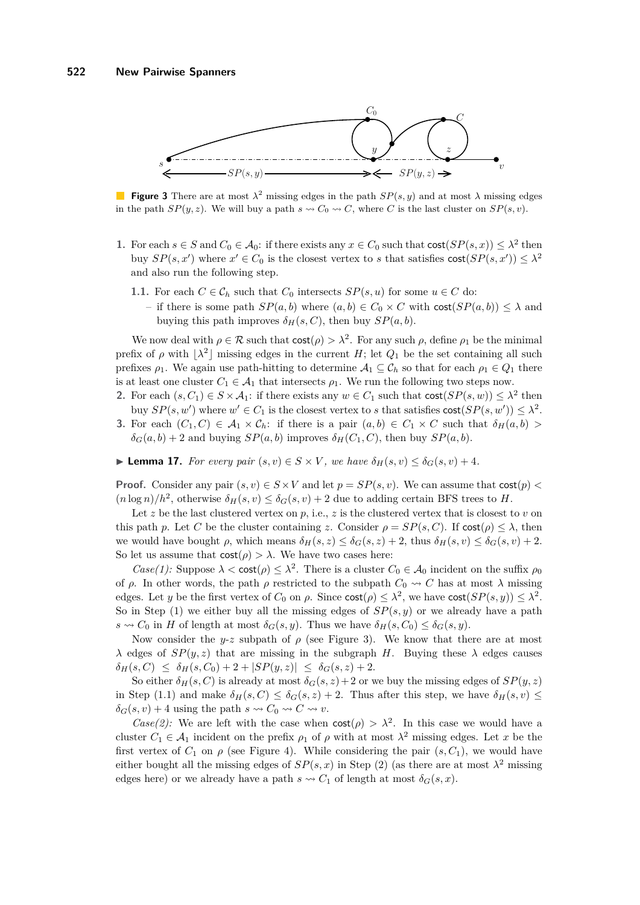**Figure 3** There are at most $\lambda^2$ missing edges in the path $SP(s,y)$ and at most $\lambda$ missing edges in the path $SP(y,z)$. We will buy a path $s \rightsquigarrow C_0 \rightsquigarrow C$, where $C$ is the last cluster on $SP(s,v)$.

1. For each $s \in S$ and $C_0 \in \mathcal{A}_0$: if there exists any $x \in C_0$ such that $\mathsf{cost}(SP(s,x)) \leq \lambda^2$ then buy $SP(s,x')$ where $x' \in C_0$ is the closest vertex to $s$ that satisfies $\mathsf{cost}(SP(s,x')) \leq \lambda^2$ and also run the following step.

   1.1. For each $C \in \mathcal{C}_h$ such that $C_0$ intersects $SP(s,u)$ for some $u \in C$ do:

   – if there is some path $SP(a,b)$ where $(a,b) \in C_0 \times C$ with $\mathsf{cost}(SP(a,b)) \leq \lambda$ and buying this path improves $\delta_H(s,C)$, then buy $SP(a,b)$.

We now deal with $\rho \in \mathcal{R}$ such that $\mathsf{cost}(\rho) > \lambda^2$. For any such $\rho$, define $\rho_1$ be the minimal prefix of $\rho$ with $\lfloor \lambda^2 \rfloor$ missing edges in the current $H$; let $Q_1$ be the set containing all such prefixes $\rho_1$. We again use path-hitting to determine $\mathcal{A}_1 \subseteq \mathcal{C}_h$ so that for each $\rho_1 \in Q_1$ there is at least one cluster $C_1 \in \mathcal{A}_1$ that intersects $\rho_1$. We run the following two steps now.

2. For each $(s, C_1) \in S \times \mathcal{A}_1$: if there exists any $w \in C_1$ such that $\mathsf{cost}(SP(s,w)) \leq \lambda^2$ then buy $SP(s,w')$ where $w' \in C_1$ is the closest vertex to $s$ that satisfies $\mathsf{cost}(SP(s,w')) \leq \lambda^2$.
3. For each $(C_1, C) \in \mathcal{A}_1 \times \mathcal{C}_h$: if there is a pair $(a,b) \in C_1 \times C$ such that $\delta_H(a,b) > \delta_G(a,b) + 2$ and buying $SP(a,b)$ improves $\delta_H(C_1,C)$, then buy $SP(a,b)$.

▶ **Lemma 17.** *For every pair $(s,v) \in S \times V$, we have $\delta_H(s,v) \leq \delta_G(s,v) + 4$.*

**Proof.** Consider any pair $(s,v) \in S \times V$ and let $p = SP(s,v)$. We can assume that $\mathsf{cost}(p) < (n \log n)/h^2$, otherwise $\delta_H(s,v) \leq \delta_G(s,v) + 2$ due to adding certain BFS trees to $H$.

Let $z$ be the last clustered vertex on $p$, i.e., $z$ is the clustered vertex that is closest to $v$ on this path $p$. Let $C$ be the cluster containing $z$. Consider $\rho = SP(s,C)$. If $\mathsf{cost}(\rho) \leq \lambda$, then we would have bought $\rho$, which means $\delta_H(s,z) \leq \delta_G(s,z) + 2$, thus $\delta_H(s,v) \leq \delta_G(s,v) + 2$. So let us assume that $\mathsf{cost}(\rho) > \lambda$. We have two cases here:

*Case(1):* Suppose $\lambda < \mathsf{cost}(\rho) \leq \lambda^2$. There is a cluster $C_0 \in \mathcal{A}_0$ incident on the suffix $\rho_0$ of $\rho$. In other words, the path $\rho$ restricted to the subpath $C_0 \rightsquigarrow C$ has at most $\lambda$ missing edges. Let $y$ be the first vertex of $C_0$ on $\rho$. Since $\mathsf{cost}(\rho) \leq \lambda^2$, we have $\mathsf{cost}(SP(s,y)) \leq \lambda^2$. So in Step (1) we either buy all the missing edges of $SP(s,y)$ or we already have a path $s \rightsquigarrow C_0$ in $H$ of length at most $\delta_G(s,y)$. Thus we have $\delta_H(s,C_0) \leq \delta_G(s,y)$.

Now consider the $y$-$z$ subpath of $\rho$ (see Figure 3). We know that there are at most $\lambda$ edges of $SP(y,z)$ that are missing in the subgraph $H$. Buying these $\lambda$ edges causes $\delta_H(s,C) \leq \delta_H(s,C_0) + 2 + |SP(y,z)| \leq \delta_G(s,z) + 2$.

So either $\delta_H(s,C)$ is already at most $\delta_G(s,z)+2$ or we buy the missing edges of $SP(y,z)$ in Step (1.1) and make $\delta_H(s,C) \leq \delta_G(s,z) + 2$. Thus after this step, we have $\delta_H(s,v) \leq \delta_G(s,v) + 4$ using the path $s \rightsquigarrow C_0 \rightsquigarrow C \rightsquigarrow v$.

*Case(2):* We are left with the case when $\mathsf{cost}(\rho) > \lambda^2$. In this case we would have a cluster $C_1 \in \mathcal{A}_1$ incident on the prefix $\rho_1$ of $\rho$ with at most $\lambda^2$ missing edges. Let $x$ be the first vertex of $C_1$ on $\rho$ (see Figure 4). While considering the pair $(s, C_1)$, we would have either bought all the missing edges of $SP(s,x)$ in Step (2) (as there are at most $\lambda^2$ missing edges here) or we already have a path $s \rightsquigarrow C_1$ of length at most $\delta_G(s,x)$.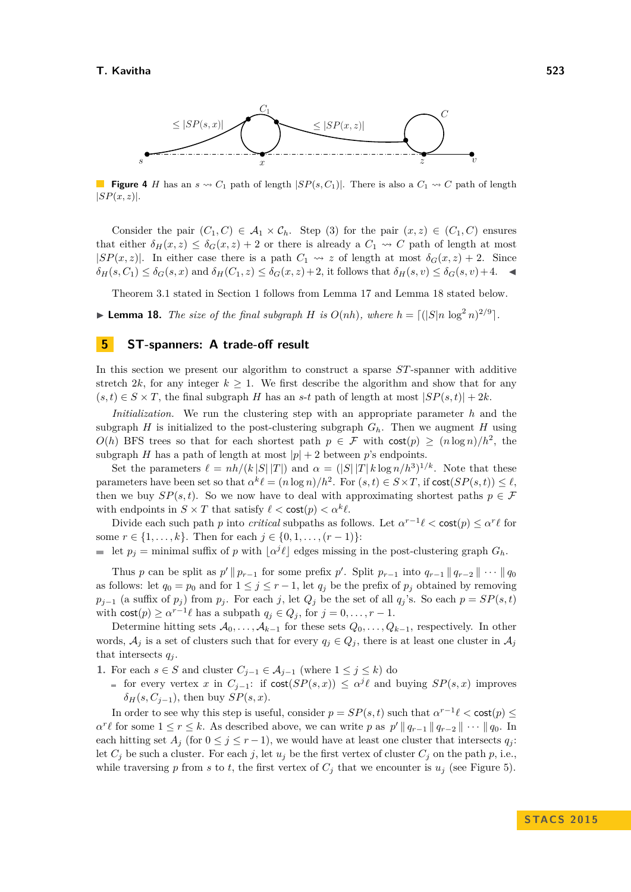**Figure 4** $H$ has an $s \rightsquigarrow C_1$ path of length $|SP(s, C_1)|$. There is also a $C_1 \rightsquigarrow C$ path of length $|SP(x, z)|$.

Consider the pair $(C_1, C) \in \mathcal{A}_1 \times \mathcal{C}_h$. Step (3) for the pair $(x, z) \in (C_1, C)$ ensures that either $\delta_H(x, z) \leq \delta_G(x, z) + 2$ or there is already a $C_1 \rightsquigarrow C$ path of length at most $|SP(x, z)|$. In either case there is a path $C_1 \rightsquigarrow z$ of length at most $\delta_G(x, z) + 2$. Since $\delta_H(s, C_1) \leq \delta_G(s, x)$ and $\delta_H(C_1, z) \leq \delta_G(x, z) + 2$, it follows that $\delta_H(s, v) \leq \delta_G(s, v) + 4$. ◀

Theorem 3.1 stated in Section 1 follows from Lemma 17 and Lemma 18 stated below.

▶ **Lemma 18.** *The size of the final subgraph $H$ is $O(nh)$, where $h = \lceil (|S| n \log^2 n)^{2/9} \rceil$.*

## 5 ST-spanners: A trade-off result

In this section we present our algorithm to construct a sparse $ST$-spanner with additive stretch $2k$, for any integer $k \geq 1$. We first describe the algorithm and show that for any $(s, t) \in S \times T$, the final subgraph $H$ has an $s$-$t$ path of length at most $|SP(s, t)| + 2k$.

*Initialization.* We run the clustering step with an appropriate parameter $h$ and the subgraph $H$ is initialized to the post-clustering subgraph $G_h$. Then we augment $H$ using $O(h)$ BFS trees so that for each shortest path $p \in \mathcal{F}$ with $\mathsf{cost}(p) \geq (n \log n)/h^2$, the subgraph $H$ has a path of length at most $|p| + 2$ between $p$'s endpoints.

Set the parameters $\ell = nh/(k |S| |T|)$ and $\alpha = (|S| |T| k \log n/h^3)^{1/k}$. Note that these parameters have been set so that $\alpha^k \ell = (n \log n)/h^2$. For $(s, t) \in S \times T$, if $\mathsf{cost}(SP(s, t)) \leq \ell$, then we buy $SP(s, t)$. So we now have to deal with approximating shortest paths $p \in \mathcal{F}$ with endpoints in $S \times T$ that satisfy $\ell < \mathsf{cost}(p) < \alpha^k \ell$.

Divide each such path $p$ into *critical* subpaths as follows. Let $\alpha^{r-1}\ell < \mathsf{cost}(p) \leq \alpha^r \ell$ for some $r \in \{1, \ldots, k\}$. Then for each $j \in \{0, 1, \ldots, (r-1)\}$:

- let $p_j$ = minimal suffix of $p$ with $\lfloor \alpha^j \ell \rfloor$ edges missing in the post-clustering graph $G_h$.

Thus $p$ can be split as $p' \,\|\, p_{r-1}$ for some prefix $p'$. Split $p_{r-1}$ into $q_{r-1} \,\|\, q_{r-2} \,\|\, \cdots \,\|\, q_0$ as follows: let $q_0 = p_0$ and for $1 \leq j \leq r-1$, let $q_j$ be the prefix of $p_j$ obtained by removing $p_{j-1}$ (a suffix of $p_j$) from $p_j$. For each $j$, let $Q_j$ be the set of all $q_j$'s. So each $p = SP(s, t)$ with $\mathsf{cost}(p) \geq \alpha^{r-1}\ell$ has a subpath $q_j \in Q_j$, for $j = 0, \ldots, r-1$.

Determine hitting sets $\mathcal{A}_0, \ldots, \mathcal{A}_{k-1}$ for these sets $Q_0, \ldots, Q_{k-1}$, respectively. In other words, $\mathcal{A}_j$ is a set of clusters such that for every $q_j \in Q_j$, there is at least one cluster in $\mathcal{A}_j$ that intersects $q_j$.

1. For each $s \in S$ and cluster $C_{j-1} \in \mathcal{A}_{j-1}$ (where $1 \leq j \leq k$) do
   - for every vertex $x$ in $C_{j-1}$: if $\mathsf{cost}(SP(s, x)) \leq \alpha^j \ell$ and buying $SP(s, x)$ improves $\delta_H(s, C_{j-1})$, then buy $SP(s, x)$.

In order to see why this step is useful, consider $p = SP(s, t)$ such that $\alpha^{r-1}\ell < \mathsf{cost}(p) \leq \alpha^r \ell$ for some $1 \leq r \leq k$. As described above, we can write $p$ as $p' \,\|\, q_{r-1} \,\|\, q_{r-2} \,\|\, \cdots \,\|\, q_0$. In each hitting set $A_j$ (for $0 \leq j \leq r-1$), we would have at least one cluster that intersects $q_j$: let $C_j$ be such a cluster. For each $j$, let $u_j$ be the first vertex of cluster $C_j$ on the path $p$, i.e., while traversing $p$ from $s$ to $t$, the first vertex of $C_j$ that we encounter is $u_j$ (see Figure 5).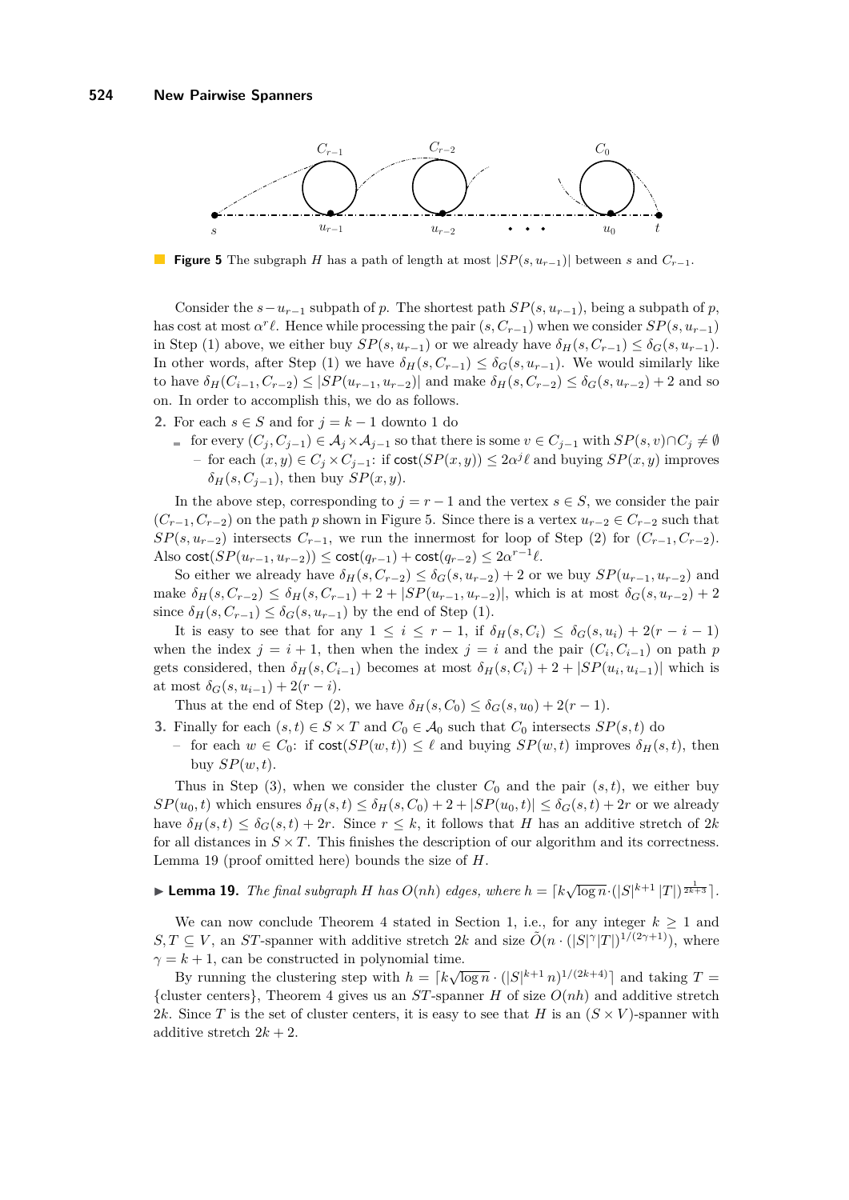**Figure 5** The subgraph $H$ has a path of length at most $|SP(s, u_{r-1})|$ between $s$ and $C_{r-1}$.

Consider the $s - u_{r-1}$ subpath of $p$. The shortest path $SP(s, u_{r-1})$, being a subpath of $p$, has cost at most $\alpha^r \ell$. Hence while processing the pair $(s, C_{r-1})$ when we consider $SP(s, u_{r-1})$ in Step (1) above, we either buy $SP(s, u_{r-1})$ or we already have $\delta_H(s, C_{r-1}) \leq \delta_G(s, u_{r-1})$. In other words, after Step (1) we have $\delta_H(s, C_{r-1}) \leq \delta_G(s, u_{r-1})$. We would similarly like to have $\delta_H(C_{i-1}, C_{r-2}) \leq |SP(u_{r-1}, u_{r-2})|$ and make $\delta_H(s, C_{r-2}) \leq \delta_G(s, u_{r-2}) + 2$ and so on. In order to accomplish this, we do as follows.

2. For each $s \in S$ and for $j = k - 1$ downto 1 do
   - for every $(C_j, C_{j-1}) \in \mathcal{A}_j \times \mathcal{A}_{j-1}$ so that there is some $v \in C_{j-1}$ with $SP(s, v) \cap C_j \neq \emptyset$
     - for each $(x, y) \in C_j \times C_{j-1}$: if $\mathsf{cost}(SP(x, y)) \leq 2\alpha^j \ell$ and buying $SP(x, y)$ improves $\delta_H(s, C_{j-1})$, then buy $SP(x, y)$.

In the above step, corresponding to $j = r - 1$ and the vertex $s \in S$, we consider the pair $(C_{r-1}, C_{r-2})$ on the path $p$ shown in Figure 5. Since there is a vertex $u_{r-2} \in C_{r-2}$ such that $SP(s, u_{r-2})$ intersects $C_{r-1}$, we run the innermost for loop of Step (2) for $(C_{r-1}, C_{r-2})$. Also $\mathsf{cost}(SP(u_{r-1}, u_{r-2})) \leq \mathsf{cost}(q_{r-1}) + \mathsf{cost}(q_{r-2}) \leq 2\alpha^{r-1}\ell$.

So either we already have $\delta_H(s, C_{r-2}) \leq \delta_G(s, u_{r-2}) + 2$ or we buy $SP(u_{r-1}, u_{r-2})$ and make $\delta_H(s, C_{r-2}) \leq \delta_H(s, C_{r-1}) + 2 + |SP(u_{r-1}, u_{r-2})|$, which is at most $\delta_G(s, u_{r-2}) + 2$ since $\delta_H(s, C_{r-1}) \leq \delta_G(s, u_{r-1})$ by the end of Step (1).

It is easy to see that for any $1 \leq i \leq r - 1$, if $\delta_H(s, C_i) \leq \delta_G(s, u_i) + 2(r - i - 1)$ when the index $j = i + 1$, then when the index $j = i$ and the pair $(C_i, C_{i-1})$ on path $p$ gets considered, then $\delta_H(s, C_{i-1})$ becomes at most $\delta_H(s, C_i) + 2 + |SP(u_i, u_{i-1})|$ which is at most $\delta_G(s, u_{i-1}) + 2(r - i)$.

Thus at the end of Step (2), we have $\delta_H(s, C_0) \leq \delta_G(s, u_0) + 2(r - 1)$.

3. Finally for each $(s, t) \in S \times T$ and $C_0 \in \mathcal{A}_0$ such that $C_0$ intersects $SP(s, t)$ do
   - for each $w \in C_0$: if $\mathsf{cost}(SP(w, t)) \leq \ell$ and buying $SP(w, t)$ improves $\delta_H(s, t)$, then buy $SP(w, t)$.

Thus in Step (3), when we consider the cluster $C_0$ and the pair $(s, t)$, we either buy $SP(u_0, t)$ which ensures $\delta_H(s, t) \leq \delta_H(s, C_0) + 2 + |SP(u_0, t)| \leq \delta_G(s, t) + 2r$ or we already have $\delta_H(s, t) \leq \delta_G(s, t) + 2r$. Since $r \leq k$, it follows that $H$ has an additive stretch of $2k$ for all distances in $S \times T$. This finishes the description of our algorithm and its correctness. Lemma 19 (proof omitted here) bounds the size of $H$.

▶ **Lemma 19.** *The final subgraph $H$ has $O(nh)$ edges, where $h = \lceil k\sqrt{\log n} \cdot (|S|^{k+1}|T|)^{\frac{1}{2k+3}} \rceil$.*

We can now conclude Theorem 4 stated in Section 1, i.e., for any integer $k \geq 1$ and $S, T \subseteq V$, an $ST$-spanner with additive stretch $2k$ and size $\tilde{O}(n \cdot (|S|^\gamma |T|)^{1/(2\gamma+1)})$, where $\gamma = k + 1$, can be constructed in polynomial time.

By running the clustering step with $h = \lceil k\sqrt{\log n} \cdot (|S|^{k+1} n)^{1/(2k+4)} \rceil$ and taking $T = \{$cluster centers$\}$, Theorem 4 gives us an $ST$-spanner $H$ of size $O(nh)$ and additive stretch $2k$. Since $T$ is the set of cluster centers, it is easy to see that $H$ is an $(S \times V)$-spanner with additive stretch $2k + 2$.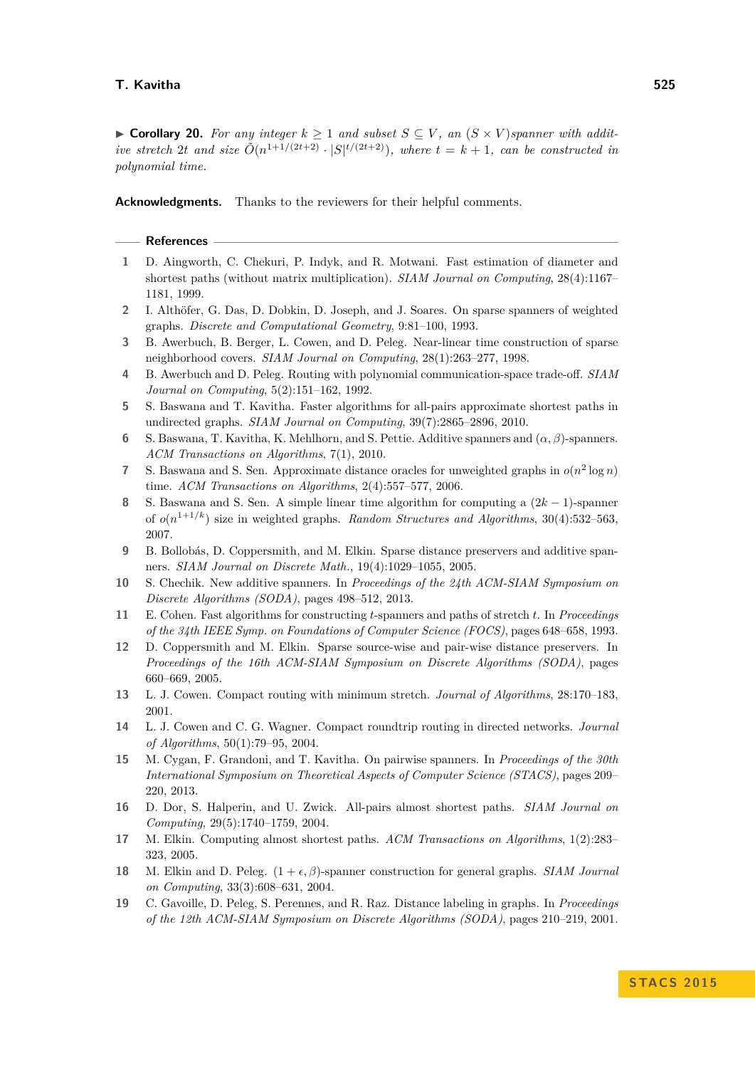▶ **Corollary 20.** *For any integer $k \geq 1$ and subset $S \subseteq V$, an $(S \times V)$spanner with additive stretch $2t$ and size $\tilde{O}(n^{1+1/(2t+2)} \cdot |S|^{t/(2t+2)})$, where $t = k+1$, can be constructed in polynomial time.*

**Acknowledgments.** Thanks to the reviewers for their helpful comments.

## References

1. D. Aingworth, C. Chekuri, P. Indyk, and R. Motwani. Fast estimation of diameter and shortest paths (without matrix multiplication). *SIAM Journal on Computing*, 28(4):1167–1181, 1999.
2. I. Althöfer, G. Das, D. Dobkin, D. Joseph, and J. Soares. On sparse spanners of weighted graphs. *Discrete and Computational Geometry*, 9:81–100, 1993.
3. B. Awerbuch, B. Berger, L. Cowen, and D. Peleg. Near-linear time construction of sparse neighborhood covers. *SIAM Journal on Computing*, 28(1):263–277, 1998.
4. B. Awerbuch and D. Peleg. Routing with polynomial communication-space trade-off. *SIAM Journal on Computing*, 5(2):151–162, 1992.
5. S. Baswana and T. Kavitha. Faster algorithms for all-pairs approximate shortest paths in undirected graphs. *SIAM Journal on Computing*, 39(7):2865–2896, 2010.
6. S. Baswana, T. Kavitha, K. Mehlhorn, and S. Pettie. Additive spanners and $(\alpha, \beta)$-spanners. *ACM Transactions on Algorithms*, 7(1), 2010.
7. S. Baswana and S. Sen. Approximate distance oracles for unweighted graphs in $o(n^2 \log n)$ time. *ACM Transactions on Algorithms*, 2(4):557–577, 2006.
8. S. Baswana and S. Sen. A simple linear time algorithm for computing a $(2k-1)$-spanner of $o(n^{1+1/k})$ size in weighted graphs. *Random Structures and Algorithms*, 30(4):532–563, 2007.
9. B. Bollobás, D. Coppersmith, and M. Elkin. Sparse distance preservers and additive spanners. *SIAM Journal on Discrete Math.*, 19(4):1029–1055, 2005.
10. S. Chechik. New additive spanners. In *Proceedings of the 24th ACM-SIAM Symposium on Discrete Algorithms (SODA)*, pages 498–512, 2013.
11. E. Cohen. Fast algorithms for constructing $t$-spanners and paths of stretch $t$. In *Proceedings of the 34th IEEE Symp. on Foundations of Computer Science (FOCS)*, pages 648–658, 1993.
12. D. Coppersmith and M. Elkin. Sparse source-wise and pair-wise distance preservers. In *Proceedings of the 16th ACM-SIAM Symposium on Discrete Algorithms (SODA)*, pages 660–669, 2005.
13. L. J. Cowen. Compact routing with minimum stretch. *Journal of Algorithms*, 28:170–183, 2001.
14. L. J. Cowen and C. G. Wagner. Compact roundtrip routing in directed networks. *Journal of Algorithms*, 50(1):79–95, 2004.
15. M. Cygan, F. Grandoni, and T. Kavitha. On pairwise spanners. In *Proceedings of the 30th International Symposium on Theoretical Aspects of Computer Science (STACS)*, pages 209–220, 2013.
16. D. Dor, S. Halperin, and U. Zwick. All-pairs almost shortest paths. *SIAM Journal on Computing*, 29(5):1740–1759, 2004.
17. M. Elkin. Computing almost shortest paths. *ACM Transactions on Algorithms*, 1(2):283–323, 2005.
18. M. Elkin and D. Peleg. $(1+\epsilon, \beta)$-spanner construction for general graphs. *SIAM Journal on Computing*, 33(3):608–631, 2004.
19. C. Gavoille, D. Peleg, S. Perennes, and R. Raz. Distance labeling in graphs. In *Proceedings of the 12th ACM-SIAM Symposium on Discrete Algorithms (SODA)*, pages 210–219, 2001.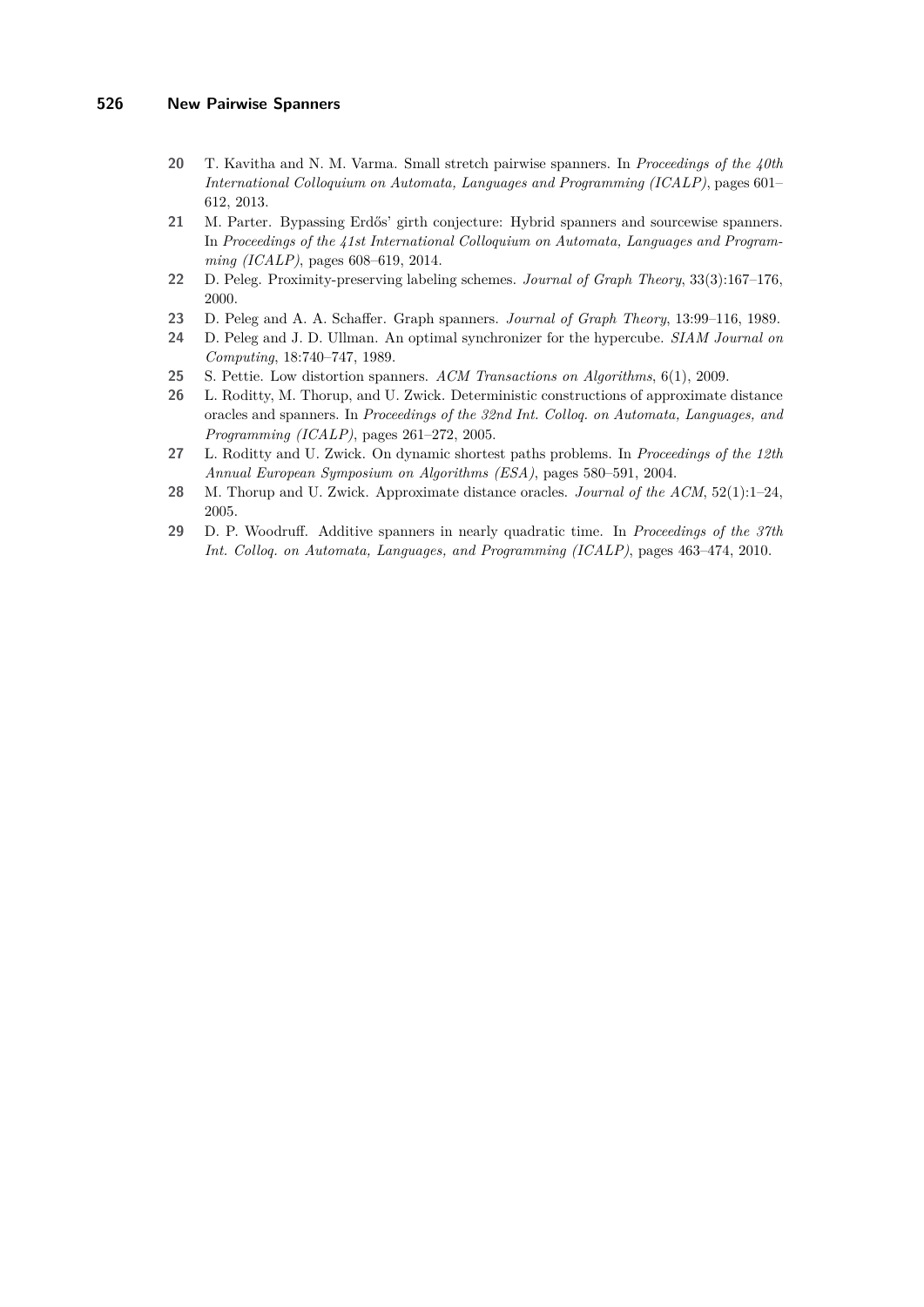20. T. Kavitha and N. M. Varma. Small stretch pairwise spanners. In *Proceedings of the 40th International Colloquium on Automata, Languages and Programming (ICALP)*, pages 601–612, 2013.
21. M. Parter. Bypassing Erdős' girth conjecture: Hybrid spanners and sourcewise spanners. In *Proceedings of the 41st International Colloquium on Automata, Languages and Programming (ICALP)*, pages 608–619, 2014.
22. D. Peleg. Proximity-preserving labeling schemes. *Journal of Graph Theory*, 33(3):167–176, 2000.
23. D. Peleg and A. A. Schaffer. Graph spanners. *Journal of Graph Theory*, 13:99–116, 1989.
24. D. Peleg and J. D. Ullman. An optimal synchronizer for the hypercube. *SIAM Journal on Computing*, 18:740–747, 1989.
25. S. Pettie. Low distortion spanners. *ACM Transactions on Algorithms*, 6(1), 2009.
26. L. Roditty, M. Thorup, and U. Zwick. Deterministic constructions of approximate distance oracles and spanners. In *Proceedings of the 32nd Int. Colloq. on Automata, Languages, and Programming (ICALP)*, pages 261–272, 2005.
27. L. Roditty and U. Zwick. On dynamic shortest paths problems. In *Proceedings of the 12th Annual European Symposium on Algorithms (ESA)*, pages 580–591, 2004.
28. M. Thorup and U. Zwick. Approximate distance oracles. *Journal of the ACM*, 52(1):1–24, 2005.
29. D. P. Woodruff. Additive spanners in nearly quadratic time. In *Proceedings of the 37th Int. Colloq. on Automata, Languages, and Programming (ICALP)*, pages 463–474, 2010.